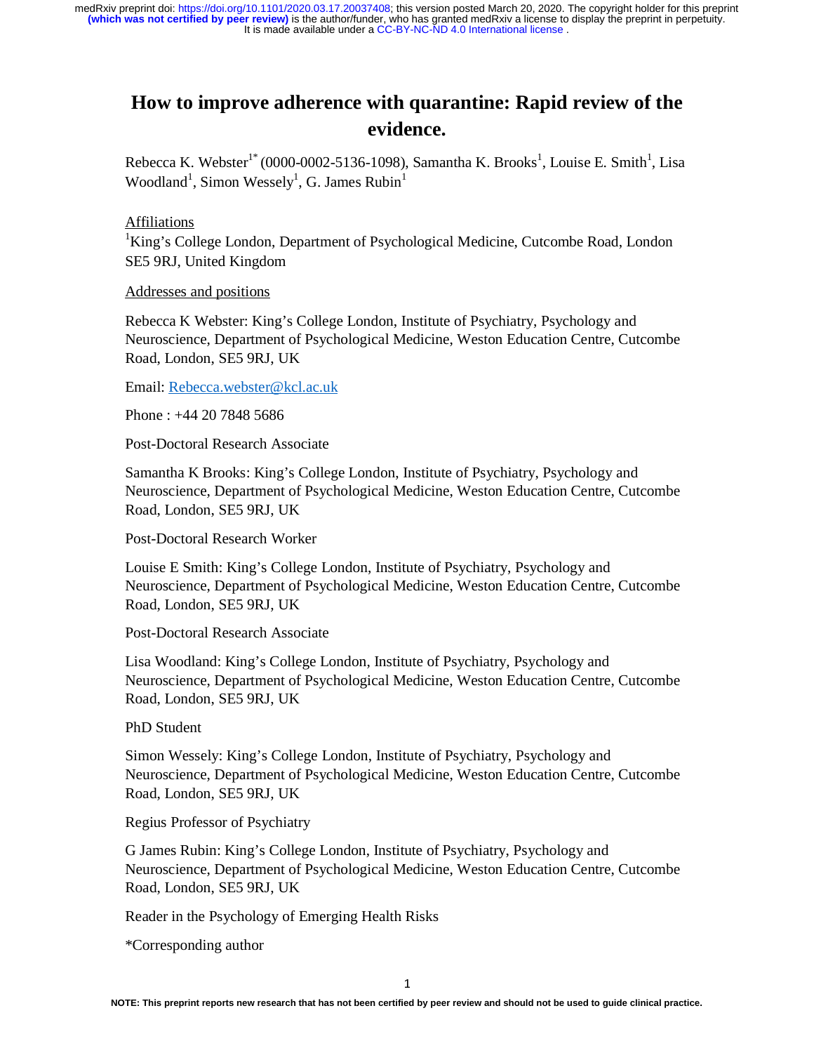# How to improve adherence with quarantine: Rapid review of the evidence.

Rebecca K. Webster[1*] (0000-0002-5136-1098), Samantha K. Brooks[1], Louise E. Smith[1], Lisa Woodland[1], Simon Wessely[1], G. James Rubin[1]

<u>Affiliations</u>

[1]King's College London, Department of Psychological Medicine, Cutcombe Road, London SE5 9RJ, United Kingdom

<u>Addresses and positions</u>

Rebecca K Webster: King's College London, Institute of Psychiatry, Psychology and Neuroscience, Department of Psychological Medicine, Weston Education Centre, Cutcombe Road, London, SE5 9RJ, UK

Email: Rebecca.webster@kcl.ac.uk

Phone : +44 20 7848 5686

Post-Doctoral Research Associate

Samantha K Brooks: King's College London, Institute of Psychiatry, Psychology and Neuroscience, Department of Psychological Medicine, Weston Education Centre, Cutcombe Road, London, SE5 9RJ, UK

Post-Doctoral Research Worker

Louise E Smith: King's College London, Institute of Psychiatry, Psychology and Neuroscience, Department of Psychological Medicine, Weston Education Centre, Cutcombe Road, London, SE5 9RJ, UK

Post-Doctoral Research Associate

Lisa Woodland: King's College London, Institute of Psychiatry, Psychology and Neuroscience, Department of Psychological Medicine, Weston Education Centre, Cutcombe Road, London, SE5 9RJ, UK

PhD Student

Simon Wessely: King's College London, Institute of Psychiatry, Psychology and Neuroscience, Department of Psychological Medicine, Weston Education Centre, Cutcombe Road, London, SE5 9RJ, UK

Regius Professor of Psychiatry

G James Rubin: King's College London, Institute of Psychiatry, Psychology and Neuroscience, Department of Psychological Medicine, Weston Education Centre, Cutcombe Road, London, SE5 9RJ, UK

Reader in the Psychology of Emerging Health Risks

*Corresponding author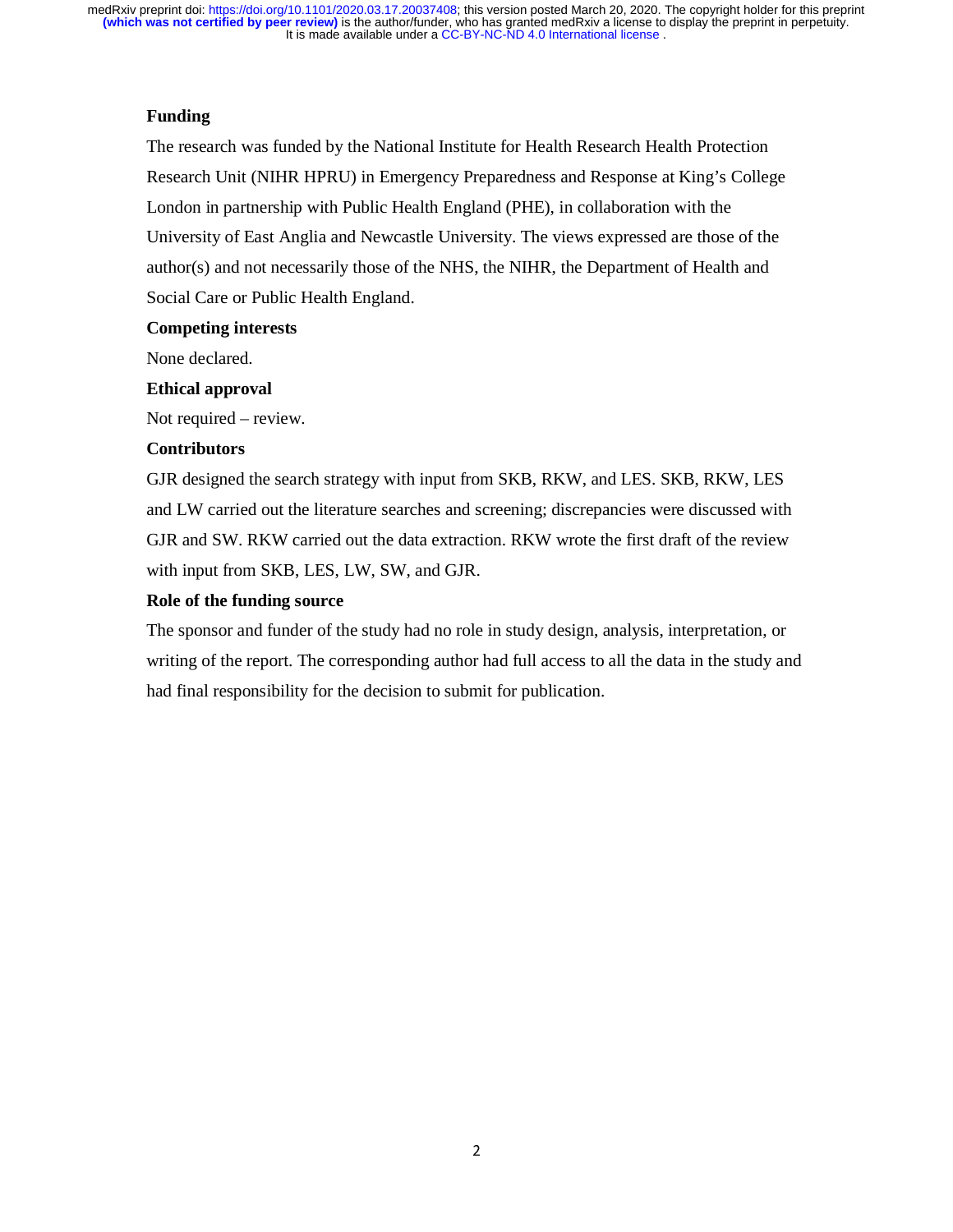**Funding**

The research was funded by the National Institute for Health Research Health Protection Research Unit (NIHR HPRU) in Emergency Preparedness and Response at King's College London in partnership with Public Health England (PHE), in collaboration with the University of East Anglia and Newcastle University. The views expressed are those of the author(s) and not necessarily those of the NHS, the NIHR, the Department of Health and Social Care or Public Health England.

**Competing interests**

None declared.

**Ethical approval**

Not required – review.

**Contributors**

GJR designed the search strategy with input from SKB, RKW, and LES. SKB, RKW, LES and LW carried out the literature searches and screening; discrepancies were discussed with GJR and SW. RKW carried out the data extraction. RKW wrote the first draft of the review with input from SKB, LES, LW, SW, and GJR.

**Role of the funding source**

The sponsor and funder of the study had no role in study design, analysis, interpretation, or writing of the report. The corresponding author had full access to all the data in the study and had final responsibility for the decision to submit for publication.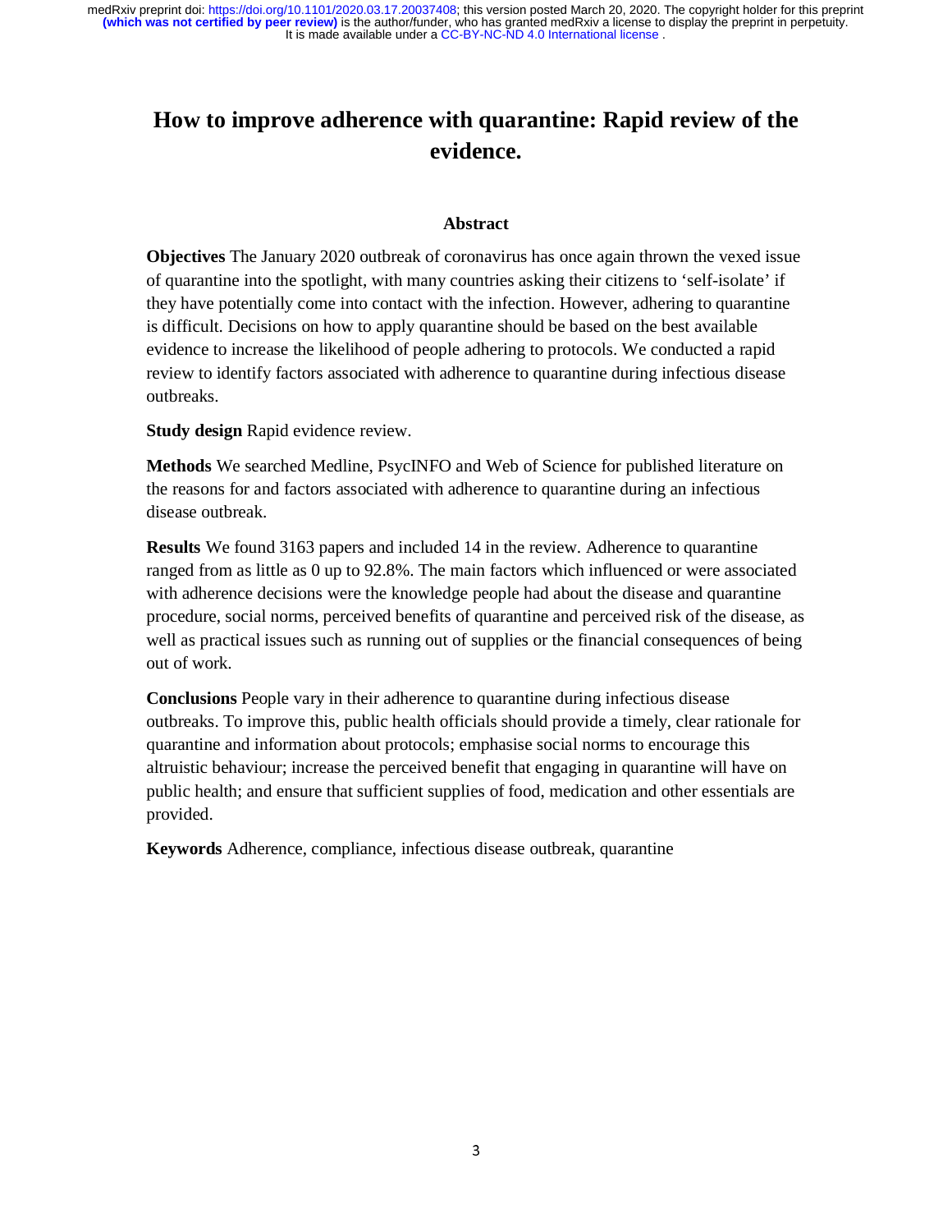# How to improve adherence with quarantine: Rapid review of the evidence.

## Abstract

**Objectives** The January 2020 outbreak of coronavirus has once again thrown the vexed issue of quarantine into the spotlight, with many countries asking their citizens to 'self-isolate' if they have potentially come into contact with the infection. However, adhering to quarantine is difficult. Decisions on how to apply quarantine should be based on the best available evidence to increase the likelihood of people adhering to protocols. We conducted a rapid review to identify factors associated with adherence to quarantine during infectious disease outbreaks.

**Study design** Rapid evidence review.

**Methods** We searched Medline, PsycINFO and Web of Science for published literature on the reasons for and factors associated with adherence to quarantine during an infectious disease outbreak.

**Results** We found 3163 papers and included 14 in the review. Adherence to quarantine ranged from as little as 0 up to 92.8%. The main factors which influenced or were associated with adherence decisions were the knowledge people had about the disease and quarantine procedure, social norms, perceived benefits of quarantine and perceived risk of the disease, as well as practical issues such as running out of supplies or the financial consequences of being out of work.

**Conclusions** People vary in their adherence to quarantine during infectious disease outbreaks. To improve this, public health officials should provide a timely, clear rationale for quarantine and information about protocols; emphasise social norms to encourage this altruistic behaviour; increase the perceived benefit that engaging in quarantine will have on public health; and ensure that sufficient supplies of food, medication and other essentials are provided.

**Keywords** Adherence, compliance, infectious disease outbreak, quarantine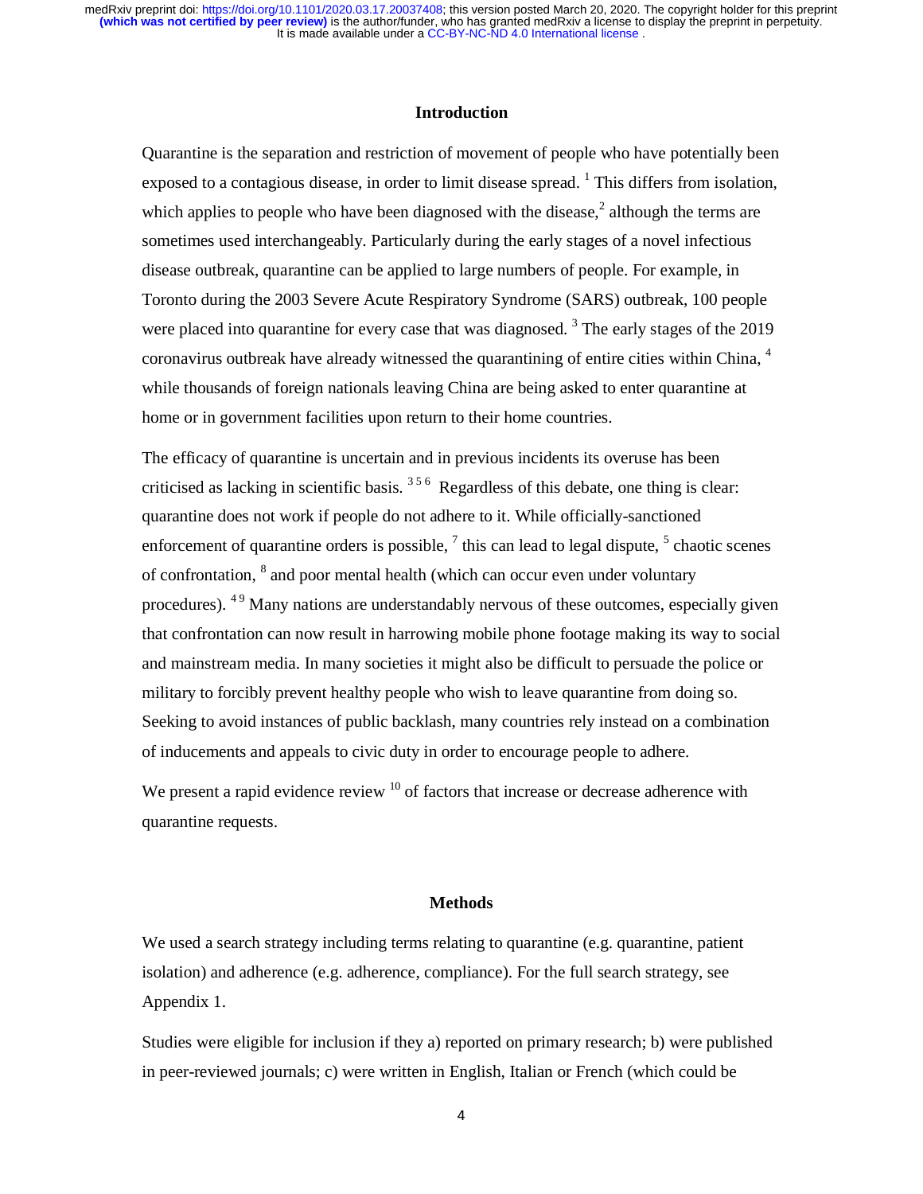## Introduction

Quarantine is the separation and restriction of movement of people who have potentially been exposed to a contagious disease, in order to limit disease spread. [1] This differs from isolation, which applies to people who have been diagnosed with the disease,[2] although the terms are sometimes used interchangeably. Particularly during the early stages of a novel infectious disease outbreak, quarantine can be applied to large numbers of people. For example, in Toronto during the 2003 Severe Acute Respiratory Syndrome (SARS) outbreak, 100 people were placed into quarantine for every case that was diagnosed. [3] The early stages of the 2019 coronavirus outbreak have already witnessed the quarantining of entire cities within China, [4] while thousands of foreign nationals leaving China are being asked to enter quarantine at home or in government facilities upon return to their home countries.

The efficacy of quarantine is uncertain and in previous incidents its overuse has been criticised as lacking in scientific basis. [3 5 6] Regardless of this debate, one thing is clear: quarantine does not work if people do not adhere to it. While officially-sanctioned enforcement of quarantine orders is possible, [7] this can lead to legal dispute, [5] chaotic scenes of confrontation, [8] and poor mental health (which can occur even under voluntary procedures). [4 9] Many nations are understandably nervous of these outcomes, especially given that confrontation can now result in harrowing mobile phone footage making its way to social and mainstream media. In many societies it might also be difficult to persuade the police or military to forcibly prevent healthy people who wish to leave quarantine from doing so. Seeking to avoid instances of public backlash, many countries rely instead on a combination of inducements and appeals to civic duty in order to encourage people to adhere.

We present a rapid evidence review [10] of factors that increase or decrease adherence with quarantine requests.

## Methods

We used a search strategy including terms relating to quarantine (e.g. quarantine, patient isolation) and adherence (e.g. adherence, compliance). For the full search strategy, see Appendix 1.

Studies were eligible for inclusion if they a) reported on primary research; b) were published in peer-reviewed journals; c) were written in English, Italian or French (which could be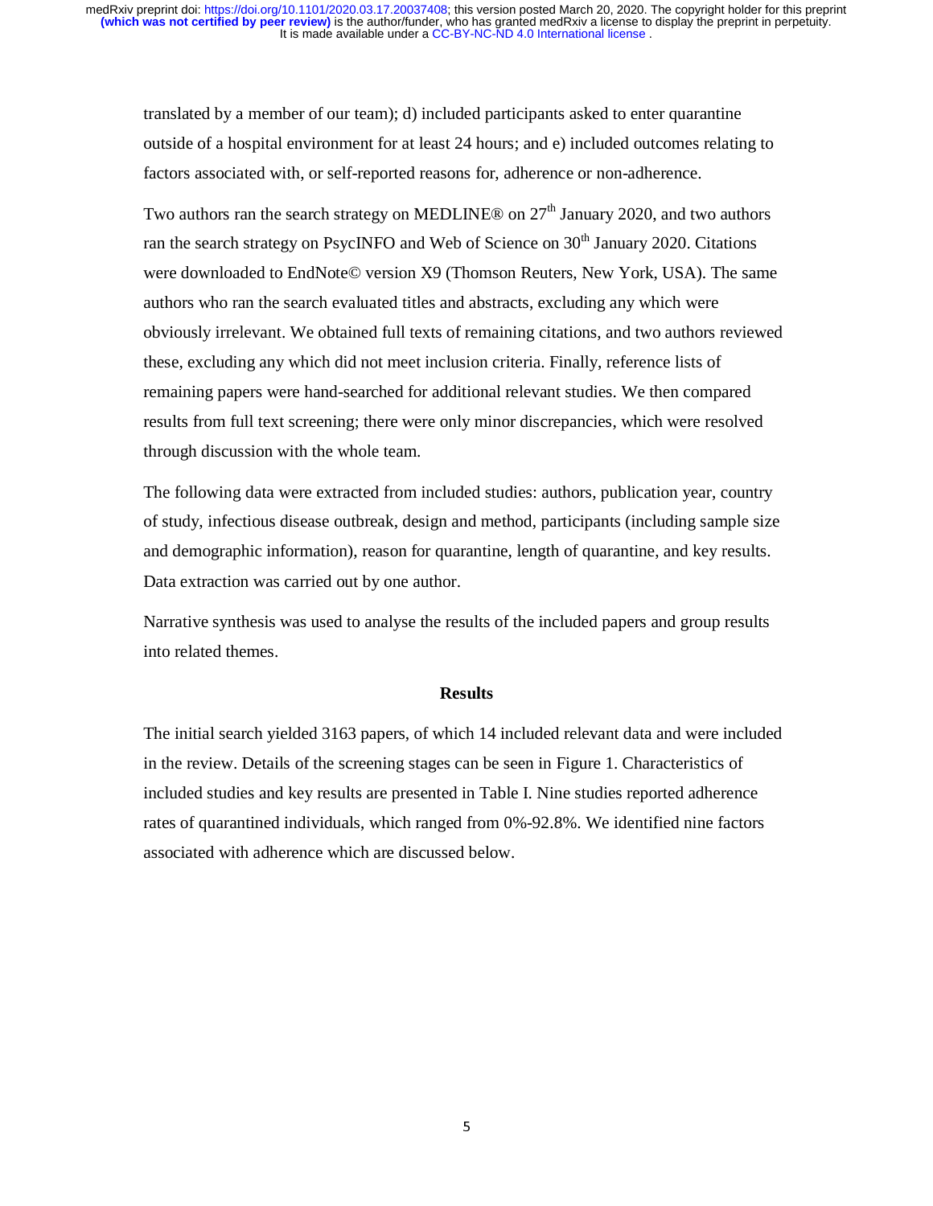translated by a member of our team); d) included participants asked to enter quarantine outside of a hospital environment for at least 24 hours; and e) included outcomes relating to factors associated with, or self-reported reasons for, adherence or non-adherence.

Two authors ran the search strategy on MEDLINE® on 27th January 2020, and two authors ran the search strategy on PsycINFO and Web of Science on 30th January 2020. Citations were downloaded to EndNote© version X9 (Thomson Reuters, New York, USA). The same authors who ran the search evaluated titles and abstracts, excluding any which were obviously irrelevant. We obtained full texts of remaining citations, and two authors reviewed these, excluding any which did not meet inclusion criteria. Finally, reference lists of remaining papers were hand-searched for additional relevant studies. We then compared results from full text screening; there were only minor discrepancies, which were resolved through discussion with the whole team.

The following data were extracted from included studies: authors, publication year, country of study, infectious disease outbreak, design and method, participants (including sample size and demographic information), reason for quarantine, length of quarantine, and key results. Data extraction was carried out by one author.

Narrative synthesis was used to analyse the results of the included papers and group results into related themes.

## Results

The initial search yielded 3163 papers, of which 14 included relevant data and were included in the review. Details of the screening stages can be seen in Figure 1. Characteristics of included studies and key results are presented in Table I. Nine studies reported adherence rates of quarantined individuals, which ranged from 0%-92.8%. We identified nine factors associated with adherence which are discussed below.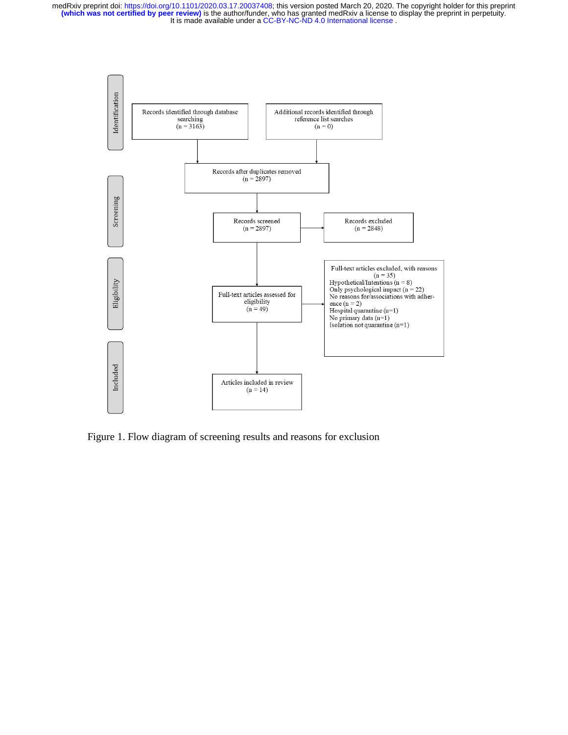Identification

Records identified through database searching
(n = 3163)

Additional records identified through reference list searches
(n = 0)

Records after duplicates removed
(n = 2897)

Screening

Records screened
(n = 2897)

Records excluded
(n = 2848)

Eligibility

Full-text articles assessed for eligibility
(n = 49)

Full-text articles excluded, with reasons
(n = 35)
Hypothetical/Intentions (n = 8)
Only psychological impact (n = 22)
No reasons for/associations with adherence (n = 2)
Hospital quarantine (n=1)
No primary data (n=1)
Isolation not quarantine (n=1)

Included

Articles included in review
(n = 14)

Figure 1. Flow diagram of screening results and reasons for exclusion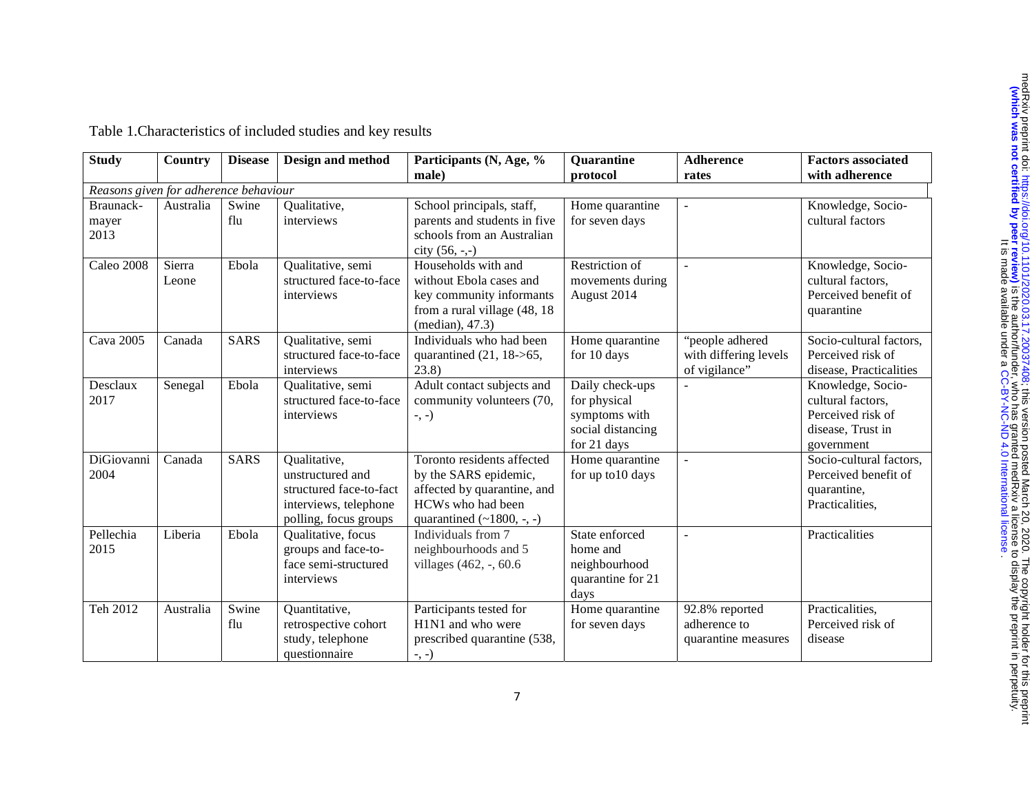Table 1.Characteristics of included studies and key results

| Study | Country | Disease | Design and method | Participants (N, Age, % male) | Quarantine protocol | Adherence rates | Factors associated with adherence |
|---|---|---|---|---|---|---|---|
| *Reasons given for adherence behaviour* | | | | | | | |
| Braunack-mayer 2013 | Australia | Swine flu | Qualitative, interviews | School principals, staff, parents and students in five schools from an Australian city (56, -,-) | Home quarantine for seven days | - | Knowledge, Socio-cultural factors |
| Caleo 2008 | Sierra Leone | Ebola | Qualitative, semi structured face-to-face interviews | Households with and without Ebola cases and key community informants from a rural village (48, 18 (median), 47.3) | Restriction of movements during August 2014 | - | Knowledge, Socio-cultural factors, Perceived benefit of quarantine |
| Cava 2005 | Canada | SARS | Qualitative, semi structured face-to-face interviews | Individuals who had been quarantined (21, 18->65, 23.8) | Home quarantine for 10 days | "people adhered with differing levels of vigilance" | Socio-cultural factors, Perceived risk of disease, Practicalities |
| Desclaux 2017 | Senegal | Ebola | Qualitative, semi structured face-to-face interviews | Adult contact subjects and community volunteers (70, -, -) | Daily check-ups for physical symptoms with social distancing for 21 days | - | Knowledge, Socio-cultural factors, Perceived risk of disease, Trust in government |
| DiGiovanni 2004 | Canada | SARS | Qualitative, unstructured and structured face-to-fact interviews, telephone polling, focus groups | Toronto residents affected by the SARS epidemic, affected by quarantine, and HCWs who had been quarantined (~1800, -, -) | Home quarantine for up to10 days | - | Socio-cultural factors, Perceived benefit of quarantine, Practicalities, |
| Pellechia 2015 | Liberia | Ebola | Qualitative, focus groups and face-to-face semi-structured interviews | Individuals from 7 neighbourhoods and 5 villages (462, -, 60.6 | State enforced home and neighbourhood quarantine for 21 days | - | Practicalities |
| Teh 2012 | Australia | Swine flu | Quantitative, retrospective cohort study, telephone questionnaire | Participants tested for H1N1 and who were prescribed quarantine (538, -, -) | Home quarantine for seven days | 92.8% reported adherence to quarantine measures | Practicalities, Perceived risk of disease |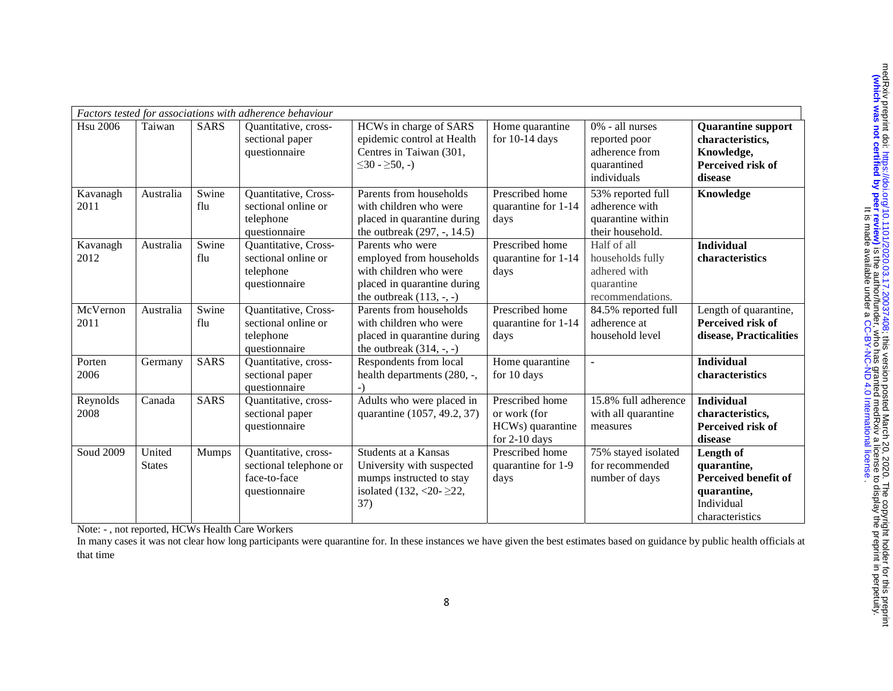| *Factors tested for associations with adherence behaviour* | | | | | | | |
|---|---|---|---|---|---|---|---|
| Hsu 2006 | Taiwan | SARS | Quantitative, cross-sectional paper questionnaire | HCWs in charge of SARS epidemic control at Health Centres in Taiwan (301, ≤30 - ≥50, -) | Home quarantine for 10-14 days | 0% - all nurses reported poor adherence from quarantined individuals | **Quarantine support characteristics, Knowledge, Perceived risk of disease** |
| Kavanagh 2011 | Australia | Swine flu | Quantitative, Cross-sectional online or telephone questionnaire | Parents from households with children who were placed in quarantine during the outbreak (297, -, 14.5) | Prescribed home quarantine for 1-14 days | 53% reported full adherence with quarantine within their household. | **Knowledge** |
| Kavanagh 2012 | Australia | Swine flu | Quantitative, Cross-sectional online or telephone questionnaire | Parents who were employed from households with children who were placed in quarantine during the outbreak (113, -, -) | Prescribed home quarantine for 1-14 days | Half of all households fully adhered with quarantine recommendations. | **Individual characteristics** |
| McVernon 2011 | Australia | Swine flu | Quantitative, Cross-sectional online or telephone questionnaire | Parents from households with children who were placed in quarantine during the outbreak (314, -, -) | Prescribed home quarantine for 1-14 days | 84.5% reported full adherence at household level | Length of quarantine, **Perceived risk of disease, Practicalities** |
| Porten 2006 | Germany | SARS | Quantitative, cross-sectional paper questionnaire | Respondents from local health departments (280, -, -) | Home quarantine for 10 days | - | **Individual characteristics** |
| Reynolds 2008 | Canada | SARS | Quantitative, cross-sectional paper questionnaire | Adults who were placed in quarantine (1057, 49.2, 37) | Prescribed home or work (for HCWs) quarantine for 2-10 days | 15.8% full adherence with all quarantine measures | **Individual characteristics, Perceived risk of disease** |
| Soud 2009 | United States | Mumps | Quantitative, cross-sectional telephone or face-to-face questionnaire | Students at a Kansas University with suspected mumps instructed to stay isolated (132, <20- ≥22, 37) | Prescribed home quarantine for 1-9 days | 75% stayed isolated for recommended number of days | **Length of quarantine, Perceived benefit of quarantine,** Individual characteristics |

Note: - , not reported, HCWs Health Care Workers

In many cases it was not clear how long participants were quarantine for. In these instances we have given the best estimates based on guidance by public health officials at that time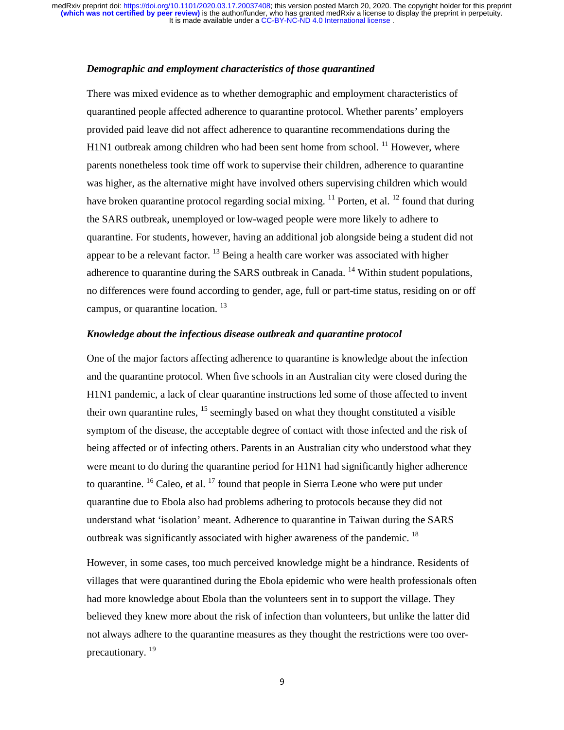### *Demographic and employment characteristics of those quarantined*

There was mixed evidence as to whether demographic and employment characteristics of quarantined people affected adherence to quarantine protocol. Whether parents' employers provided paid leave did not affect adherence to quarantine recommendations during the H1N1 outbreak among children who had been sent home from school. [11] However, where parents nonetheless took time off work to supervise their children, adherence to quarantine was higher, as the alternative might have involved others supervising children which would have broken quarantine protocol regarding social mixing. [11] Porten, et al. [12] found that during the SARS outbreak, unemployed or low-waged people were more likely to adhere to quarantine. For students, however, having an additional job alongside being a student did not appear to be a relevant factor. [13] Being a health care worker was associated with higher adherence to quarantine during the SARS outbreak in Canada. [14] Within student populations, no differences were found according to gender, age, full or part-time status, residing on or off campus, or quarantine location. [13]

### *Knowledge about the infectious disease outbreak and quarantine protocol*

One of the major factors affecting adherence to quarantine is knowledge about the infection and the quarantine protocol. When five schools in an Australian city were closed during the H1N1 pandemic, a lack of clear quarantine instructions led some of those affected to invent their own quarantine rules, [15] seemingly based on what they thought constituted a visible symptom of the disease, the acceptable degree of contact with those infected and the risk of being affected or of infecting others. Parents in an Australian city who understood what they were meant to do during the quarantine period for H1N1 had significantly higher adherence to quarantine. [16] Caleo, et al. [17] found that people in Sierra Leone who were put under quarantine due to Ebola also had problems adhering to protocols because they did not understand what 'isolation' meant. Adherence to quarantine in Taiwan during the SARS outbreak was significantly associated with higher awareness of the pandemic. [18]

However, in some cases, too much perceived knowledge might be a hindrance. Residents of villages that were quarantined during the Ebola epidemic who were health professionals often had more knowledge about Ebola than the volunteers sent in to support the village. They believed they knew more about the risk of infection than volunteers, but unlike the latter did not always adhere to the quarantine measures as they thought the restrictions were too over-precautionary. [19]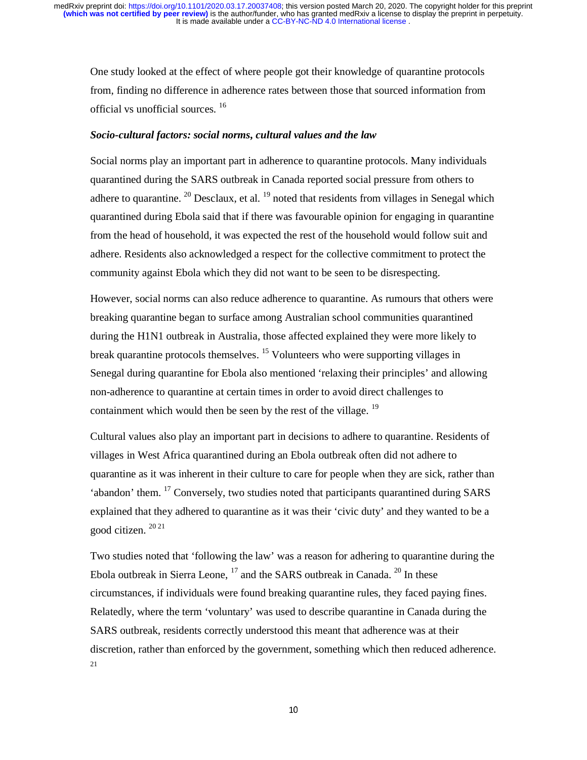One study looked at the effect of where people got their knowledge of quarantine protocols from, finding no difference in adherence rates between those that sourced information from official vs unofficial sources. [16]

***Socio-cultural factors: social norms, cultural values and the law***

Social norms play an important part in adherence to quarantine protocols. Many individuals quarantined during the SARS outbreak in Canada reported social pressure from others to adhere to quarantine. [20] Desclaux, et al. [19] noted that residents from villages in Senegal which quarantined during Ebola said that if there was favourable opinion for engaging in quarantine from the head of household, it was expected the rest of the household would follow suit and adhere. Residents also acknowledged a respect for the collective commitment to protect the community against Ebola which they did not want to be seen to be disrespecting.

However, social norms can also reduce adherence to quarantine. As rumours that others were breaking quarantine began to surface among Australian school communities quarantined during the H1N1 outbreak in Australia, those affected explained they were more likely to break quarantine protocols themselves. [15] Volunteers who were supporting villages in Senegal during quarantine for Ebola also mentioned 'relaxing their principles' and allowing non-adherence to quarantine at certain times in order to avoid direct challenges to containment which would then be seen by the rest of the village. [19]

Cultural values also play an important part in decisions to adhere to quarantine. Residents of villages in West Africa quarantined during an Ebola outbreak often did not adhere to quarantine as it was inherent in their culture to care for people when they are sick, rather than 'abandon' them. [17] Conversely, two studies noted that participants quarantined during SARS explained that they adhered to quarantine as it was their 'civic duty' and they wanted to be a good citizen. [20,21]

Two studies noted that 'following the law' was a reason for adhering to quarantine during the Ebola outbreak in Sierra Leone, [17] and the SARS outbreak in Canada. [20] In these circumstances, if individuals were found breaking quarantine rules, they faced paying fines. Relatedly, where the term 'voluntary' was used to describe quarantine in Canada during the SARS outbreak, residents correctly understood this meant that adherence was at their discretion, rather than enforced by the government, something which then reduced adherence. [21]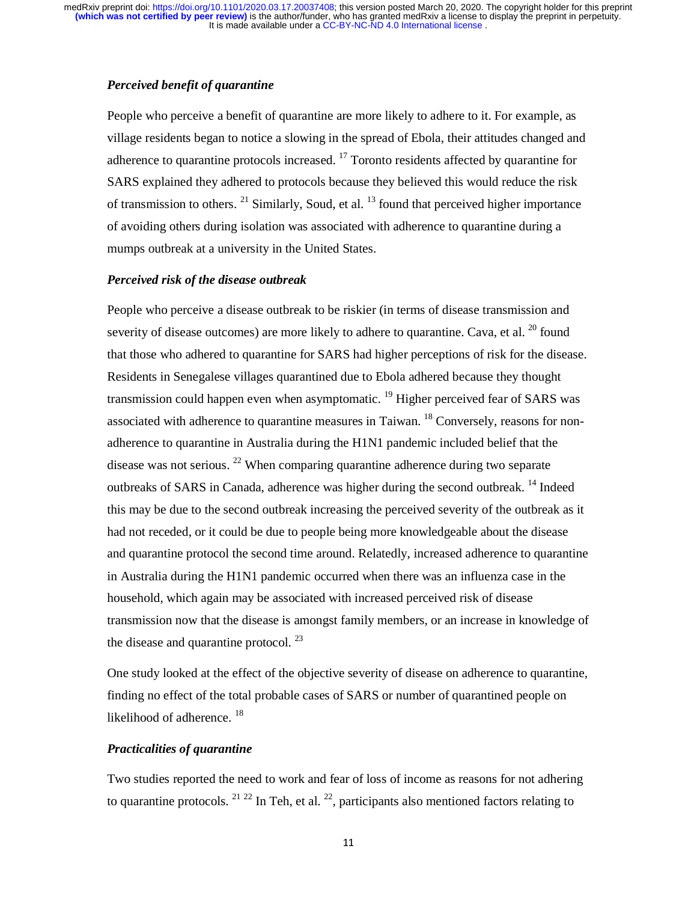### *Perceived benefit of quarantine*

People who perceive a benefit of quarantine are more likely to adhere to it. For example, as village residents began to notice a slowing in the spread of Ebola, their attitudes changed and adherence to quarantine protocols increased. [17] Toronto residents affected by quarantine for SARS explained they adhered to protocols because they believed this would reduce the risk of transmission to others. [21] Similarly, Soud, et al. [13] found that perceived higher importance of avoiding others during isolation was associated with adherence to quarantine during a mumps outbreak at a university in the United States.

### *Perceived risk of the disease outbreak*

People who perceive a disease outbreak to be riskier (in terms of disease transmission and severity of disease outcomes) are more likely to adhere to quarantine. Cava, et al. [20] found that those who adhered to quarantine for SARS had higher perceptions of risk for the disease. Residents in Senegalese villages quarantined due to Ebola adhered because they thought transmission could happen even when asymptomatic. [19] Higher perceived fear of SARS was associated with adherence to quarantine measures in Taiwan. [18] Conversely, reasons for non-adherence to quarantine in Australia during the H1N1 pandemic included belief that the disease was not serious. [22] When comparing quarantine adherence during two separate outbreaks of SARS in Canada, adherence was higher during the second outbreak. [14] Indeed this may be due to the second outbreak increasing the perceived severity of the outbreak as it had not receded, or it could be due to people being more knowledgeable about the disease and quarantine protocol the second time around. Relatedly, increased adherence to quarantine in Australia during the H1N1 pandemic occurred when there was an influenza case in the household, which again may be associated with increased perceived risk of disease transmission now that the disease is amongst family members, or an increase in knowledge of the disease and quarantine protocol. [23]

One study looked at the effect of the objective severity of disease on adherence to quarantine, finding no effect of the total probable cases of SARS or number of quarantined people on likelihood of adherence. [18]

### *Practicalities of quarantine*

Two studies reported the need to work and fear of loss of income as reasons for not adhering to quarantine protocols. [21,22] In Teh, et al. [22], participants also mentioned factors relating to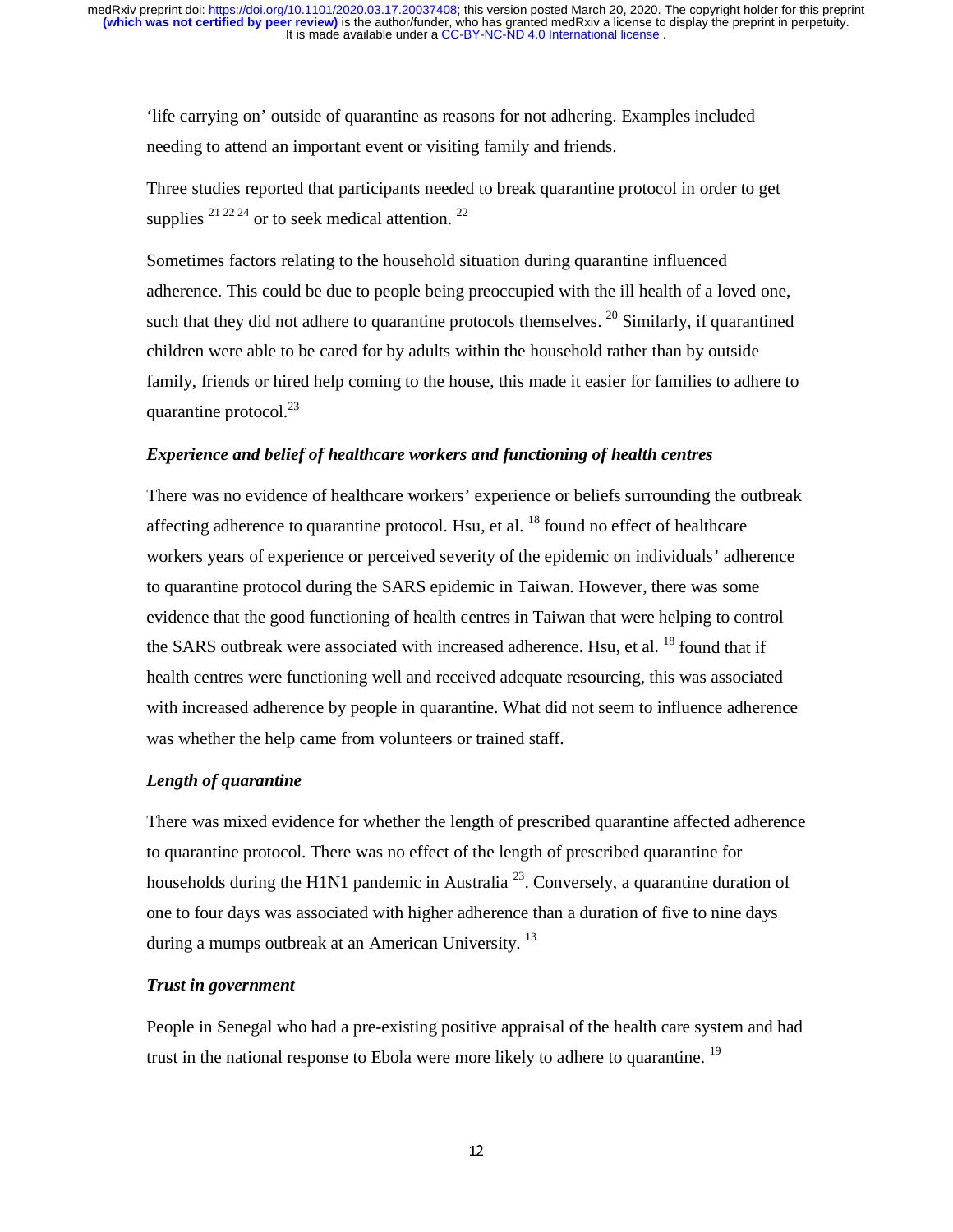'life carrying on' outside of quarantine as reasons for not adhering. Examples included needing to attend an important event or visiting family and friends.

Three studies reported that participants needed to break quarantine protocol in order to get supplies [21 22 24] or to seek medical attention. [22]

Sometimes factors relating to the household situation during quarantine influenced adherence. This could be due to people being preoccupied with the ill health of a loved one, such that they did not adhere to quarantine protocols themselves. [20] Similarly, if quarantined children were able to be cared for by adults within the household rather than by outside family, friends or hired help coming to the house, this made it easier for families to adhere to quarantine protocol.[23]

### *Experience and belief of healthcare workers and functioning of health centres*

There was no evidence of healthcare workers' experience or beliefs surrounding the outbreak affecting adherence to quarantine protocol. Hsu, et al. [18] found no effect of healthcare workers years of experience or perceived severity of the epidemic on individuals' adherence to quarantine protocol during the SARS epidemic in Taiwan. However, there was some evidence that the good functioning of health centres in Taiwan that were helping to control the SARS outbreak were associated with increased adherence. Hsu, et al. [18] found that if health centres were functioning well and received adequate resourcing, this was associated with increased adherence by people in quarantine. What did not seem to influence adherence was whether the help came from volunteers or trained staff.

### *Length of quarantine*

There was mixed evidence for whether the length of prescribed quarantine affected adherence to quarantine protocol. There was no effect of the length of prescribed quarantine for households during the H1N1 pandemic in Australia [23]. Conversely, a quarantine duration of one to four days was associated with higher adherence than a duration of five to nine days during a mumps outbreak at an American University. [13]

### *Trust in government*

People in Senegal who had a pre-existing positive appraisal of the health care system and had trust in the national response to Ebola were more likely to adhere to quarantine. [19]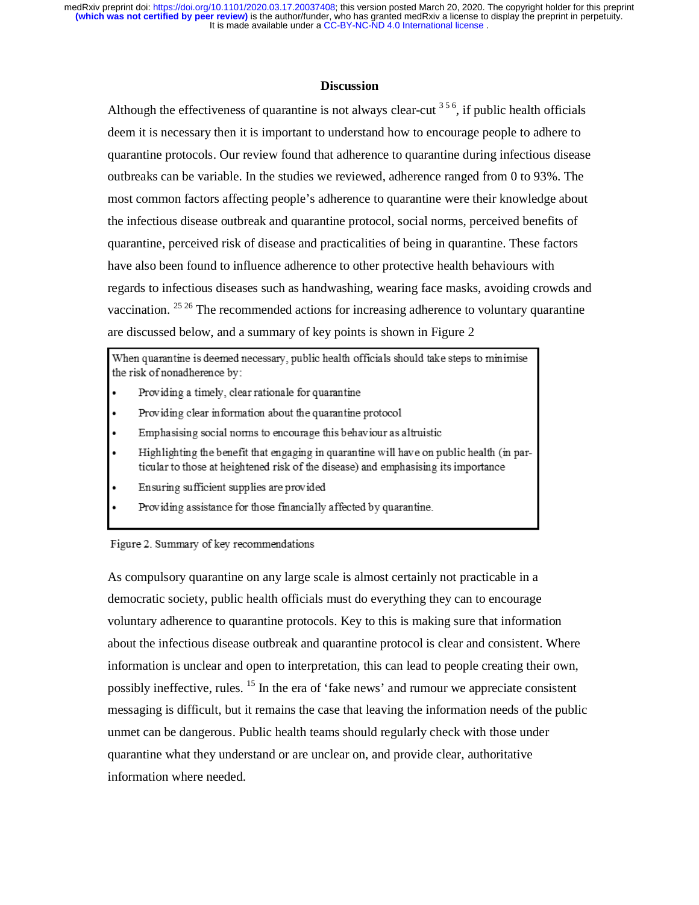## Discussion

Although the effectiveness of quarantine is not always clear-cut [3 5 6], if public health officials deem it is necessary then it is important to understand how to encourage people to adhere to quarantine protocols. Our review found that adherence to quarantine during infectious disease outbreaks can be variable. In the studies we reviewed, adherence ranged from 0 to 93%. The most common factors affecting people's adherence to quarantine were their knowledge about the infectious disease outbreak and quarantine protocol, social norms, perceived benefits of quarantine, perceived risk of disease and practicalities of being in quarantine. These factors have also been found to influence adherence to other protective health behaviours with regards to infectious diseases such as handwashing, wearing face masks, avoiding crowds and vaccination. [25 26] The recommended actions for increasing adherence to voluntary quarantine are discussed below, and a summary of key points is shown in Figure 2

When quarantine is deemed necessary, public health officials should take steps to minimise the risk of nonadherence by:

- Providing a timely, clear rationale for quarantine
- Providing clear information about the quarantine protocol
- Emphasising social norms to encourage this behaviour as altruistic
- Highlighting the benefit that engaging in quarantine will have on public health (in particular to those at heightened risk of the disease) and emphasising its importance
- Ensuring sufficient supplies are provided
- Providing assistance for those financially affected by quarantine.

Figure 2. Summary of key recommendations

As compulsory quarantine on any large scale is almost certainly not practicable in a democratic society, public health officials must do everything they can to encourage voluntary adherence to quarantine protocols. Key to this is making sure that information about the infectious disease outbreak and quarantine protocol is clear and consistent. Where information is unclear and open to interpretation, this can lead to people creating their own, possibly ineffective, rules. [15] In the era of 'fake news' and rumour we appreciate consistent messaging is difficult, but it remains the case that leaving the information needs of the public unmet can be dangerous. Public health teams should regularly check with those under quarantine what they understand or are unclear on, and provide clear, authoritative information where needed.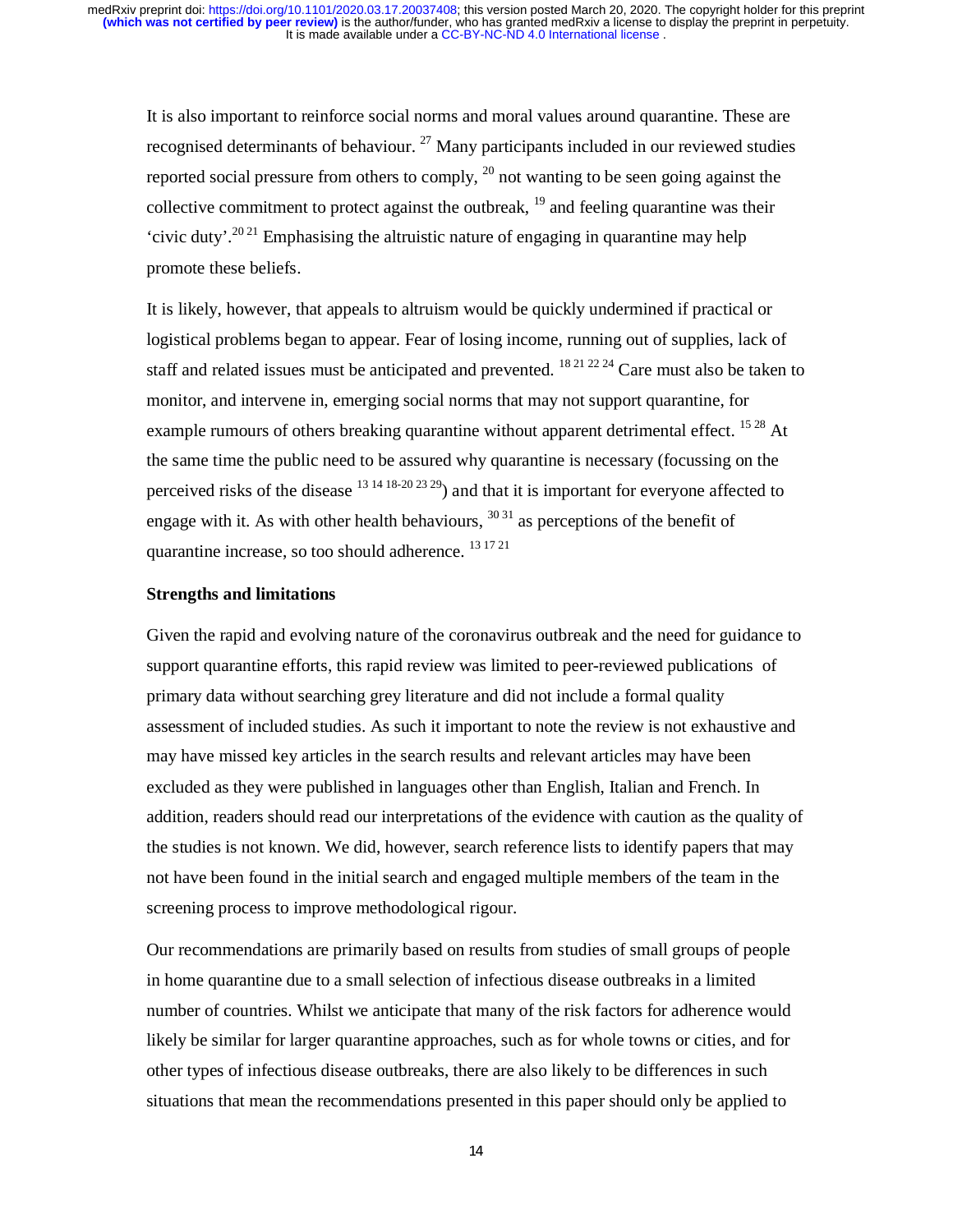It is also important to reinforce social norms and moral values around quarantine. These are recognised determinants of behaviour. [27] Many participants included in our reviewed studies reported social pressure from others to comply, [20] not wanting to be seen going against the collective commitment to protect against the outbreak, [19] and feeling quarantine was their 'civic duty'.[20 21] Emphasising the altruistic nature of engaging in quarantine may help promote these beliefs.

It is likely, however, that appeals to altruism would be quickly undermined if practical or logistical problems began to appear. Fear of losing income, running out of supplies, lack of staff and related issues must be anticipated and prevented. [18 21 22 24] Care must also be taken to monitor, and intervene in, emerging social norms that may not support quarantine, for example rumours of others breaking quarantine without apparent detrimental effect. [15 28] At the same time the public need to be assured why quarantine is necessary (focussing on the perceived risks of the disease [13 14 18-20 23 29]) and that it is important for everyone affected to engage with it. As with other health behaviours, [30 31] as perceptions of the benefit of quarantine increase, so too should adherence. [13 17 21]

**Strengths and limitations**

Given the rapid and evolving nature of the coronavirus outbreak and the need for guidance to support quarantine efforts, this rapid review was limited to peer-reviewed publications of primary data without searching grey literature and did not include a formal quality assessment of included studies. As such it important to note the review is not exhaustive and may have missed key articles in the search results and relevant articles may have been excluded as they were published in languages other than English, Italian and French. In addition, readers should read our interpretations of the evidence with caution as the quality of the studies is not known. We did, however, search reference lists to identify papers that may not have been found in the initial search and engaged multiple members of the team in the screening process to improve methodological rigour.

Our recommendations are primarily based on results from studies of small groups of people in home quarantine due to a small selection of infectious disease outbreaks in a limited number of countries. Whilst we anticipate that many of the risk factors for adherence would likely be similar for larger quarantine approaches, such as for whole towns or cities, and for other types of infectious disease outbreaks, there are also likely to be differences in such situations that mean the recommendations presented in this paper should only be applied to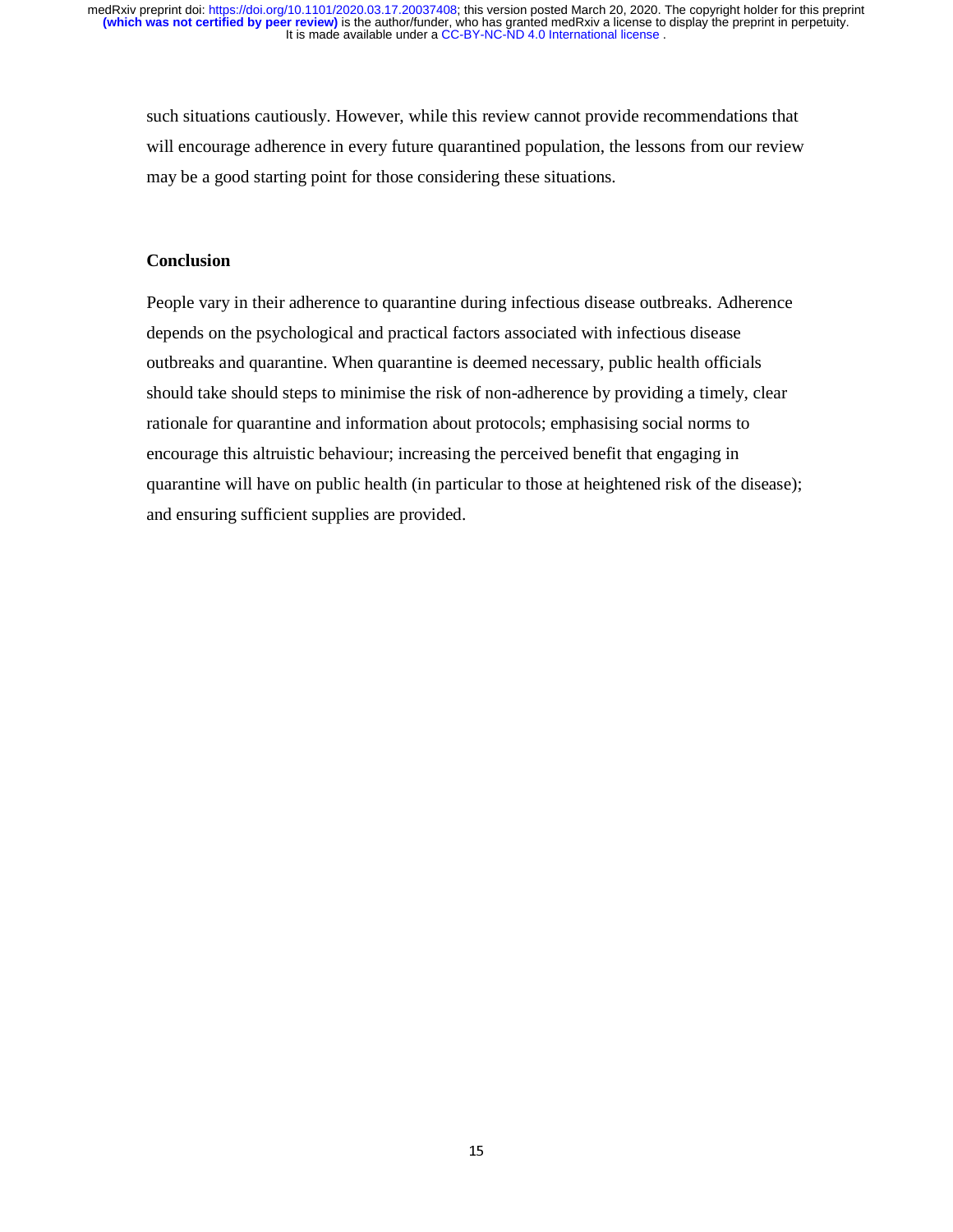such situations cautiously. However, while this review cannot provide recommendations that will encourage adherence in every future quarantined population, the lessons from our review may be a good starting point for those considering these situations.

## Conclusion

People vary in their adherence to quarantine during infectious disease outbreaks. Adherence depends on the psychological and practical factors associated with infectious disease outbreaks and quarantine. When quarantine is deemed necessary, public health officials should take should steps to minimise the risk of non-adherence by providing a timely, clear rationale for quarantine and information about protocols; emphasising social norms to encourage this altruistic behaviour; increasing the perceived benefit that engaging in quarantine will have on public health (in particular to those at heightened risk of the disease); and ensuring sufficient supplies are provided.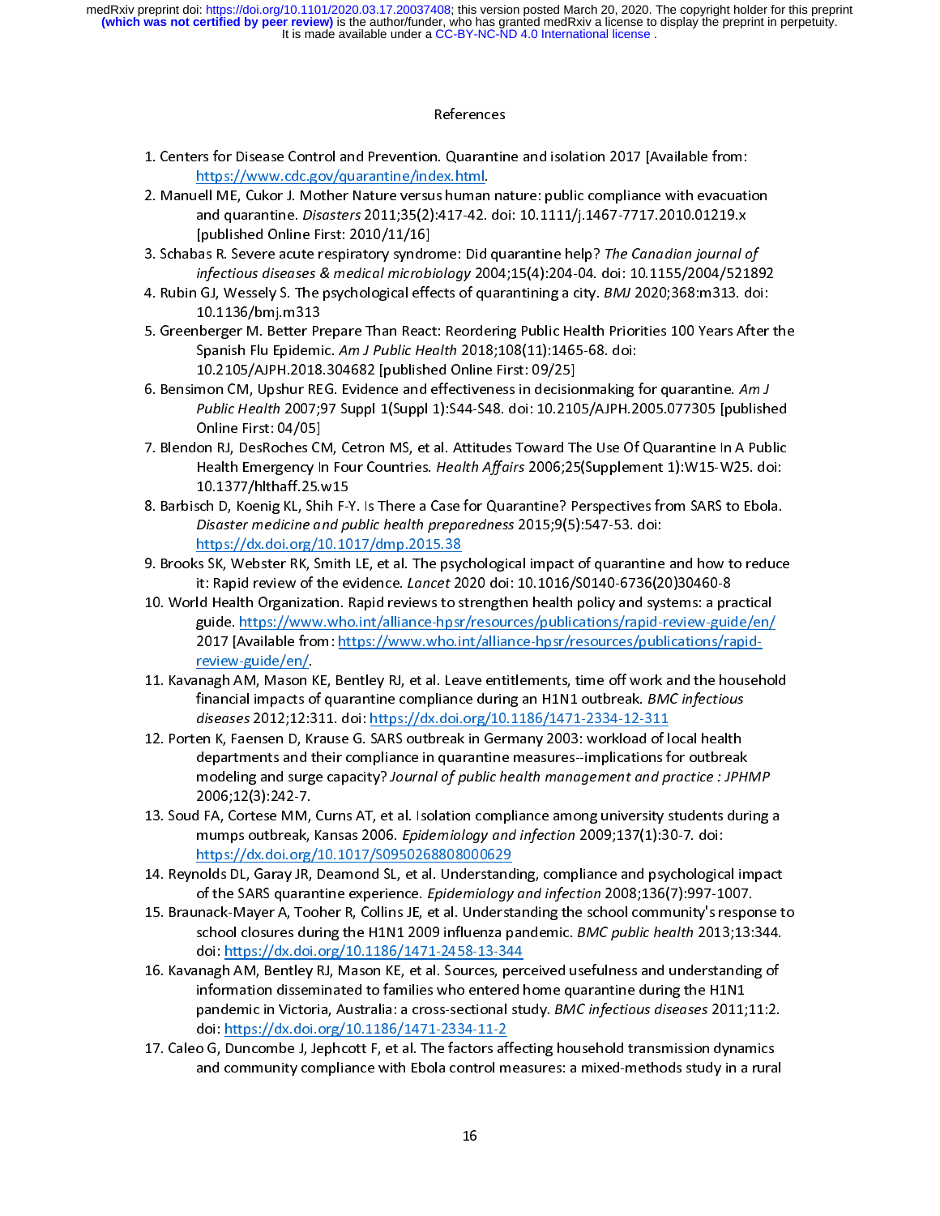References

1. Centers for Disease Control and Prevention. Quarantine and isolation 2017 [Available from: https://www.cdc.gov/quarantine/index.html.
2. Manuell ME, Cukor J. Mother Nature versus human nature: public compliance with evacuation and quarantine. *Disasters* 2011;35(2):417-42. doi: 10.1111/j.1467-7717.2010.01219.x [published Online First: 2010/11/16]
3. Schabas R. Severe acute respiratory syndrome: Did quarantine help? *The Canadian journal of infectious diseases & medical microbiology* 2004;15(4):204-04. doi: 10.1155/2004/521892
4. Rubin GJ, Wessely S. The psychological effects of quarantining a city. *BMJ* 2020;368:m313. doi: 10.1136/bmj.m313
5. Greenberger M. Better Prepare Than React: Reordering Public Health Priorities 100 Years After the Spanish Flu Epidemic. *Am J Public Health* 2018;108(11):1465-68. doi: 10.2105/AJPH.2018.304682 [published Online First: 09/25]
6. Bensimon CM, Upshur REG. Evidence and effectiveness in decisionmaking for quarantine. *Am J Public Health* 2007;97 Suppl 1(Suppl 1):S44-S48. doi: 10.2105/AJPH.2005.077305 [published Online First: 04/05]
7. Blendon RJ, DesRoches CM, Cetron MS, et al. Attitudes Toward The Use Of Quarantine In A Public Health Emergency In Four Countries. *Health Affairs* 2006;25(Supplement 1):W15-W25. doi: 10.1377/hlthaff.25.w15
8. Barbisch D, Koenig KL, Shih F-Y. Is There a Case for Quarantine? Perspectives from SARS to Ebola. *Disaster medicine and public health preparedness* 2015;9(5):547-53. doi: https://dx.doi.org/10.1017/dmp.2015.38
9. Brooks SK, Webster RK, Smith LE, et al. The psychological impact of quarantine and how to reduce it: Rapid review of the evidence. *Lancet* 2020 doi: 10.1016/S0140-6736(20)30460-8
10. World Health Organization. Rapid reviews to strengthen health policy and systems: a practical guide. https://www.who.int/alliance-hpsr/resources/publications/rapid-review-guide/en/ 2017 [Available from: https://www.who.int/alliance-hpsr/resources/publications/rapid-review-guide/en/.
11. Kavanagh AM, Mason KE, Bentley RJ, et al. Leave entitlements, time off work and the household financial impacts of quarantine compliance during an H1N1 outbreak. *BMC infectious diseases* 2012;12:311. doi: https://dx.doi.org/10.1186/1471-2334-12-311
12. Porten K, Faensen D, Krause G. SARS outbreak in Germany 2003: workload of local health departments and their compliance in quarantine measures--implications for outbreak modeling and surge capacity? *Journal of public health management and practice : JPHMP* 2006;12(3):242-7.
13. Soud FA, Cortese MM, Curns AT, et al. Isolation compliance among university students during a mumps outbreak, Kansas 2006. *Epidemiology and infection* 2009;137(1):30-7. doi: https://dx.doi.org/10.1017/S0950268808000629
14. Reynolds DL, Garay JR, Deamond SL, et al. Understanding, compliance and psychological impact of the SARS quarantine experience. *Epidemiology and infection* 2008;136(7):997-1007.
15. Braunack-Mayer A, Tooher R, Collins JE, et al. Understanding the school community's response to school closures during the H1N1 2009 influenza pandemic. *BMC public health* 2013;13:344. doi: https://dx.doi.org/10.1186/1471-2458-13-344
16. Kavanagh AM, Bentley RJ, Mason KE, et al. Sources, perceived usefulness and understanding of information disseminated to families who entered home quarantine during the H1N1 pandemic in Victoria, Australia: a cross-sectional study. *BMC infectious diseases* 2011;11:2. doi: https://dx.doi.org/10.1186/1471-2334-11-2
17. Caleo G, Duncombe J, Jephcott F, et al. The factors affecting household transmission dynamics and community compliance with Ebola control measures: a mixed-methods study in a rural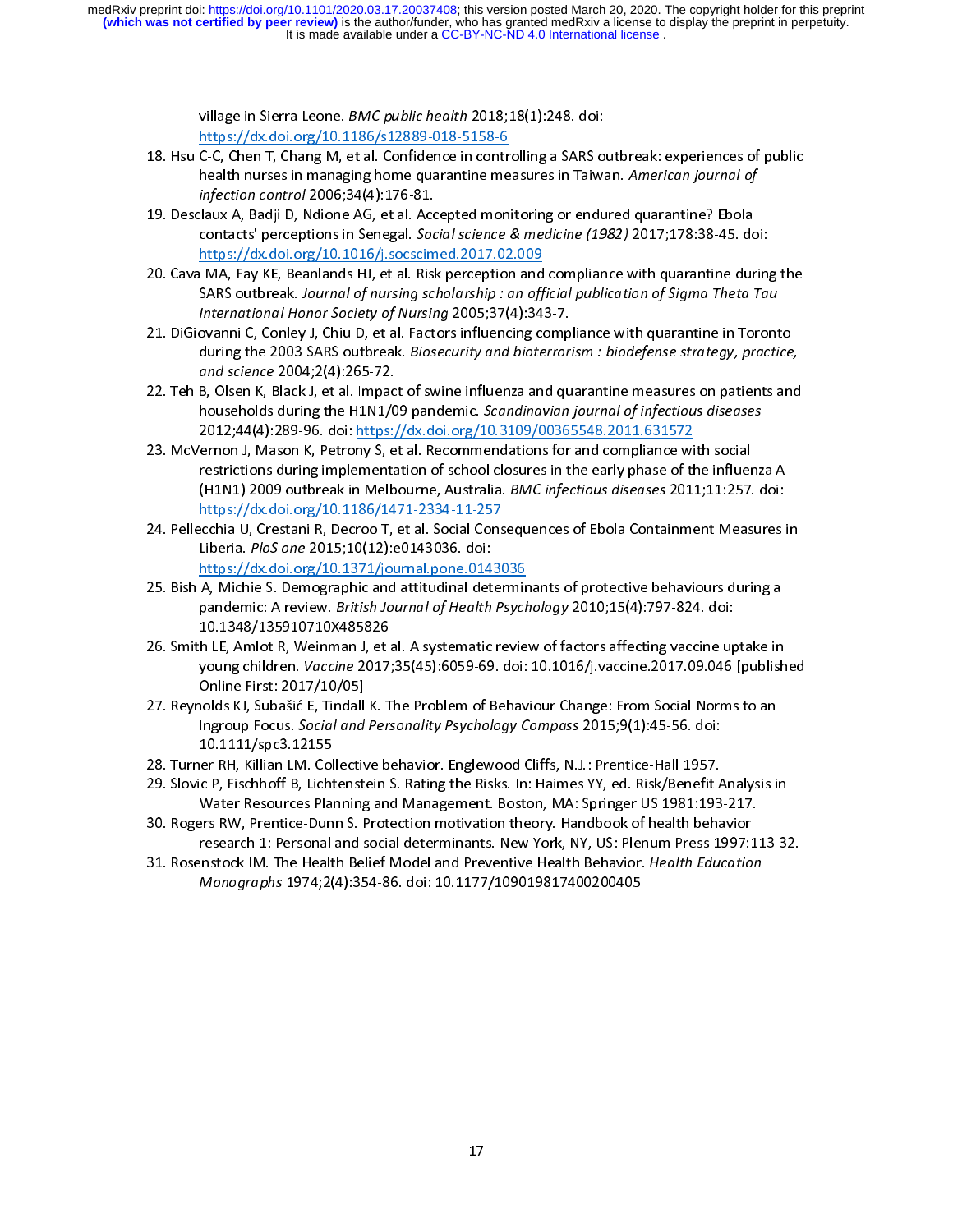village in Sierra Leone. *BMC public health* 2018;18(1):248. doi: https://dx.doi.org/10.1186/s12889-018-5158-6

18. Hsu C-C, Chen T, Chang M, et al. Confidence in controlling a SARS outbreak: experiences of public health nurses in managing home quarantine measures in Taiwan. *American journal of infection control* 2006;34(4):176-81.
19. Desclaux A, Badji D, Ndione AG, et al. Accepted monitoring or endured quarantine? Ebola contacts' perceptions in Senegal. *Social science & medicine (1982)* 2017;178:38-45. doi: https://dx.doi.org/10.1016/j.socscimed.2017.02.009
20. Cava MA, Fay KE, Beanlands HJ, et al. Risk perception and compliance with quarantine during the SARS outbreak. *Journal of nursing scholarship : an official publication of Sigma Theta Tau International Honor Society of Nursing* 2005;37(4):343-7.
21. DiGiovanni C, Conley J, Chiu D, et al. Factors influencing compliance with quarantine in Toronto during the 2003 SARS outbreak. *Biosecurity and bioterrorism : biodefense strategy, practice, and science* 2004;2(4):265-72.
22. Teh B, Olsen K, Black J, et al. Impact of swine influenza and quarantine measures on patients and households during the H1N1/09 pandemic. *Scandinavian journal of infectious diseases* 2012;44(4):289-96. doi: https://dx.doi.org/10.3109/00365548.2011.631572
23. McVernon J, Mason K, Petrony S, et al. Recommendations for and compliance with social restrictions during implementation of school closures in the early phase of the influenza A (H1N1) 2009 outbreak in Melbourne, Australia. *BMC infectious diseases* 2011;11:257. doi: https://dx.doi.org/10.1186/1471-2334-11-257
24. Pellecchia U, Crestani R, Decroo T, et al. Social Consequences of Ebola Containment Measures in Liberia. *PloS one* 2015;10(12):e0143036. doi: https://dx.doi.org/10.1371/journal.pone.0143036
25. Bish A, Michie S. Demographic and attitudinal determinants of protective behaviours during a pandemic: A review. *British Journal of Health Psychology* 2010;15(4):797-824. doi: 10.1348/135910710X485826
26. Smith LE, Amlot R, Weinman J, et al. A systematic review of factors affecting vaccine uptake in young children. *Vaccine* 2017;35(45):6059-69. doi: 10.1016/j.vaccine.2017.09.046 [published Online First: 2017/10/05]
27. Reynolds KJ, Subašić E, Tindall K. The Problem of Behaviour Change: From Social Norms to an Ingroup Focus. *Social and Personality Psychology Compass* 2015;9(1):45-56. doi: 10.1111/spc3.12155
28. Turner RH, Killian LM. Collective behavior. Englewood Cliffs, N.J.: Prentice-Hall 1957.
29. Slovic P, Fischhoff B, Lichtenstein S. Rating the Risks. In: Haimes YY, ed. Risk/Benefit Analysis in Water Resources Planning and Management. Boston, MA: Springer US 1981:193-217.
30. Rogers RW, Prentice-Dunn S. Protection motivation theory. Handbook of health behavior research 1: Personal and social determinants. New York, NY, US: Plenum Press 1997:113-32.
31. Rosenstock IM. The Health Belief Model and Preventive Health Behavior. *Health Education Monographs* 1974;2(4):354-86. doi: 10.1177/109019817400200405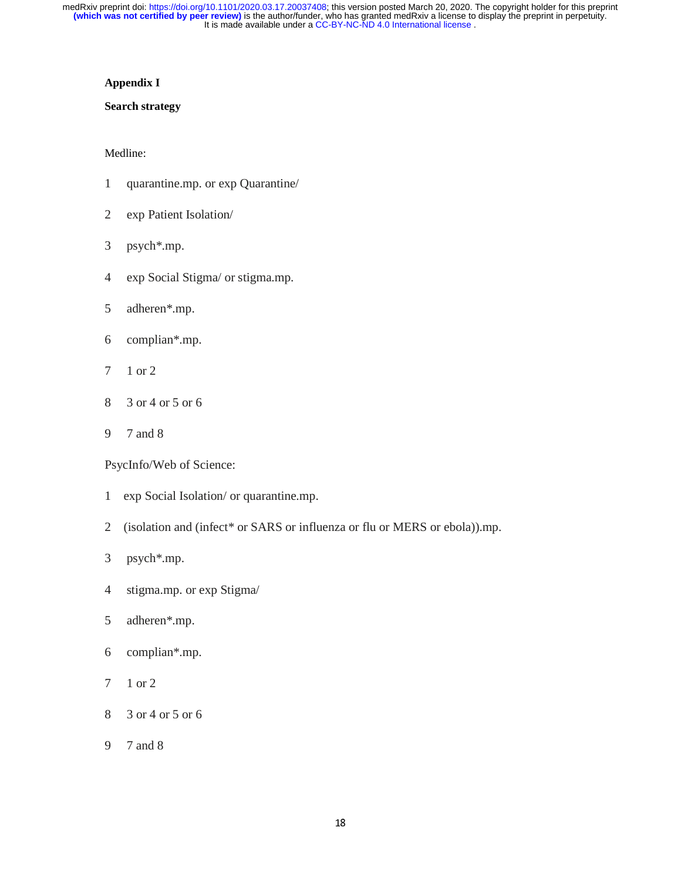**Appendix I**

**Search strategy**

Medline:

1 quarantine.mp. or exp Quarantine/

2 exp Patient Isolation/

3 psych*.mp.

4 exp Social Stigma/ or stigma.mp.

5 adheren*.mp.

6 complian*.mp.

7 1 or 2

8 3 or 4 or 5 or 6

9 7 and 8

PsycInfo/Web of Science:

1 exp Social Isolation/ or quarantine.mp.

2 (isolation and (infect* or SARS or influenza or flu or MERS or ebola)).mp.

3 psych*.mp.

4 stigma.mp. or exp Stigma/

5 adheren*.mp.

6 complian*.mp.

7 1 or 2

8 3 or 4 or 5 or 6

9 7 and 8